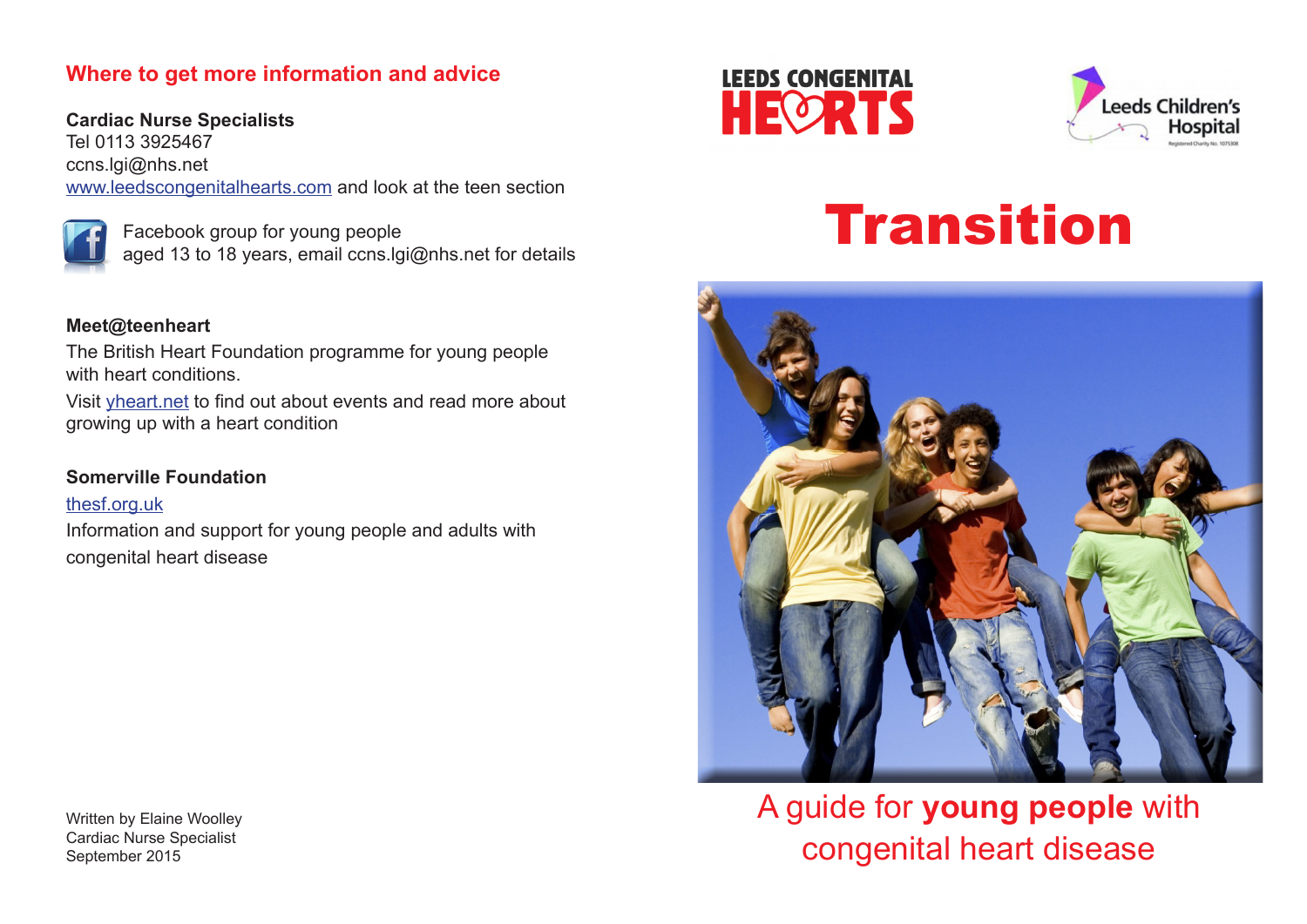## Where to get more information and advice

**Cardiac Nurse Specialists**
Tel 0113 3925467
ccns.lgi@nhs.net
www.leedscongenitalhearts.com and look at the teen section

Facebook group for young people aged 13 to 18 years, email ccns.lgi@nhs.net for details

**Meet@teenheart**

The British Heart Foundation programme for young people with heart conditions.

Visit yheart.net to find out about events and read more about growing up with a heart condition

**Somerville Foundation**

thesf.org.uk

Information and support for young people and adults with congenital heart disease

Written by Elaine Woolley
Cardiac Nurse Specialist
September 2015

LEEDS CONGENITAL HEARTS

Leeds Children's Hospital

# Transition

A guide for **young people** with congenital heart disease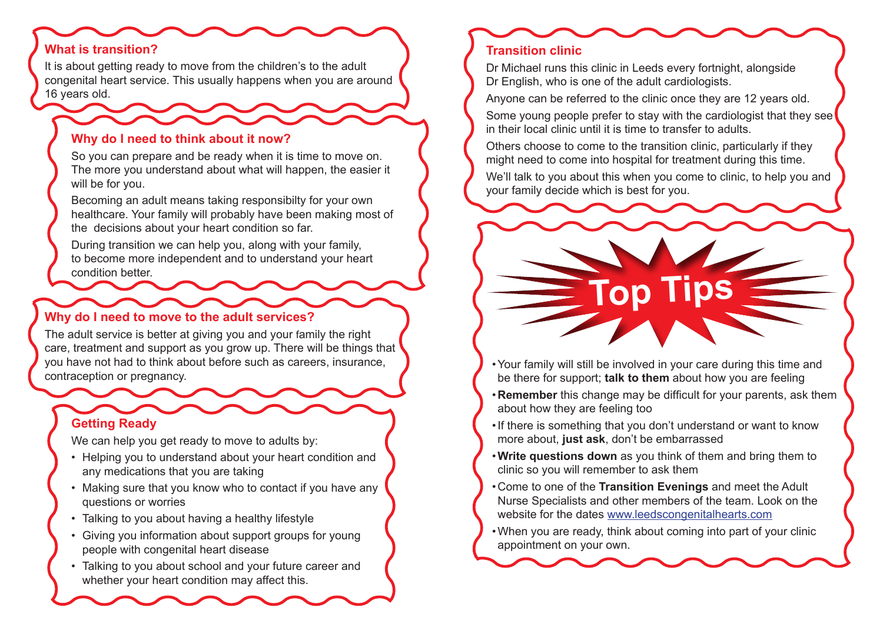## What is transition?

It is about getting ready to move from the children's to the adult congenital heart service. This usually happens when you are around 16 years old.

## Why do I need to think about it now?

So you can prepare and be ready when it is time to move on. The more you understand about what will happen, the easier it will be for you.

Becoming an adult means taking responsibilty for your own healthcare. Your family will probably have been making most of the decisions about your heart condition so far.

During transition we can help you, along with your family, to become more independent and to understand your heart condition better.

## Why do I need to move to the adult services?

The adult service is better at giving you and your family the right care, treatment and support as you grow up. There will be things that you have not had to think about before such as careers, insurance, contraception or pregnancy.

## Getting Ready

We can help you get ready to move to adults by:

- Helping you to understand about your heart condition and any medications that you are taking
- Making sure that you know who to contact if you have any questions or worries
- Talking to you about having a healthy lifestyle
- Giving you information about support groups for young people with congenital heart disease
- Talking to you about school and your future career and whether your heart condition may affect this.

## Transition clinic

Dr Michael runs this clinic in Leeds every fortnight, alongside Dr English, who is one of the adult cardiologists.

Anyone can be referred to the clinic once they are 12 years old.

Some young people prefer to stay with the cardiologist that they see in their local clinic until it is time to transfer to adults.

Others choose to come to the transition clinic, particularly if they might need to come into hospital for treatment during this time.

We'll talk to you about this when you come to clinic, to help you and your family decide which is best for you.

## Top Tips

- Your family will still be involved in your care during this time and be there for support; **talk to them** about how you are feeling
- **Remember** this change may be difficult for your parents, ask them about how they are feeling too
- If there is something that you don't understand or want to know more about, **just ask**, don't be embarrassed
- **Write questions down** as you think of them and bring them to clinic so you will remember to ask them
- Come to one of the **Transition Evenings** and meet the Adult Nurse Specialists and other members of the team. Look on the website for the dates www.leedscongenitalhearts.com
- When you are ready, think about coming into part of your clinic appointment on your own.